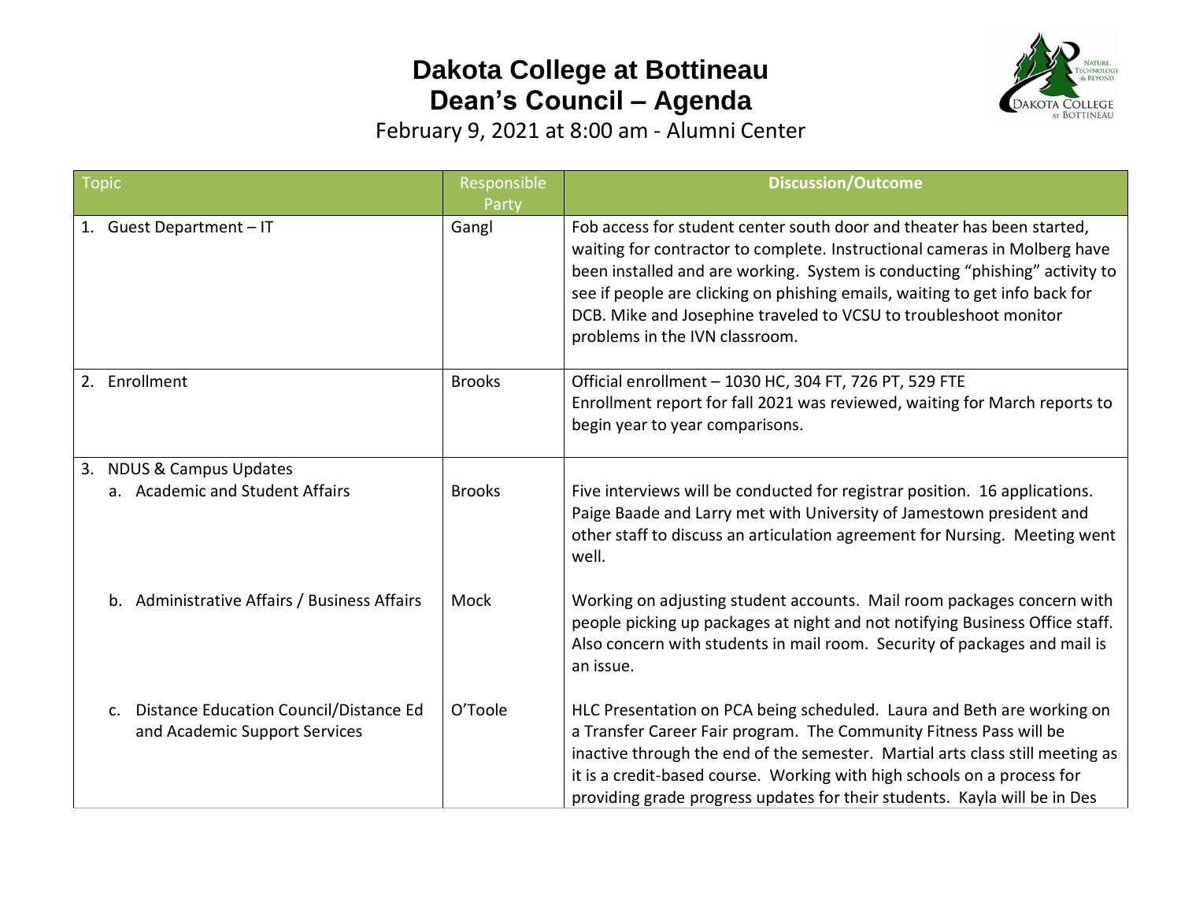# Dakota College at Bottineau
## Dean's Council – Agenda

February 9, 2021 at 8:00 am - Alumni Center

| Topic | Responsible Party | Discussion/Outcome |
|---|---|---|
| 1. Guest Department – IT | Gangl | Fob access for student center south door and theater has been started, waiting for contractor to complete. Instructional cameras in Molberg have been installed and are working. System is conducting "phishing" activity to see if people are clicking on phishing emails, waiting to get info back for DCB. Mike and Josephine traveled to VCSU to troubleshoot monitor problems in the IVN classroom. |
| 2. Enrollment | Brooks | Official enrollment – 1030 HC, 304 FT, 726 PT, 529 FTE<br>Enrollment report for fall 2021 was reviewed, waiting for March reports to begin year to year comparisons. |
| 3. NDUS & Campus Updates | | |
| a. Academic and Student Affairs | Brooks | Five interviews will be conducted for registrar position. 16 applications. Paige Baade and Larry met with University of Jamestown president and other staff to discuss an articulation agreement for Nursing. Meeting went well. |
| b. Administrative Affairs / Business Affairs | Mock | Working on adjusting student accounts. Mail room packages concern with people picking up packages at night and not notifying Business Office staff. Also concern with students in mail room. Security of packages and mail is an issue. |
| c. Distance Education Council/Distance Ed and Academic Support Services | O'Toole | HLC Presentation on PCA being scheduled. Laura and Beth are working on a Transfer Career Fair program. The Community Fitness Pass will be inactive through the end of the semester. Martial arts class still meeting as it is a credit-based course. Working with high schools on a process for providing grade progress updates for their students. Kayla will be in Des |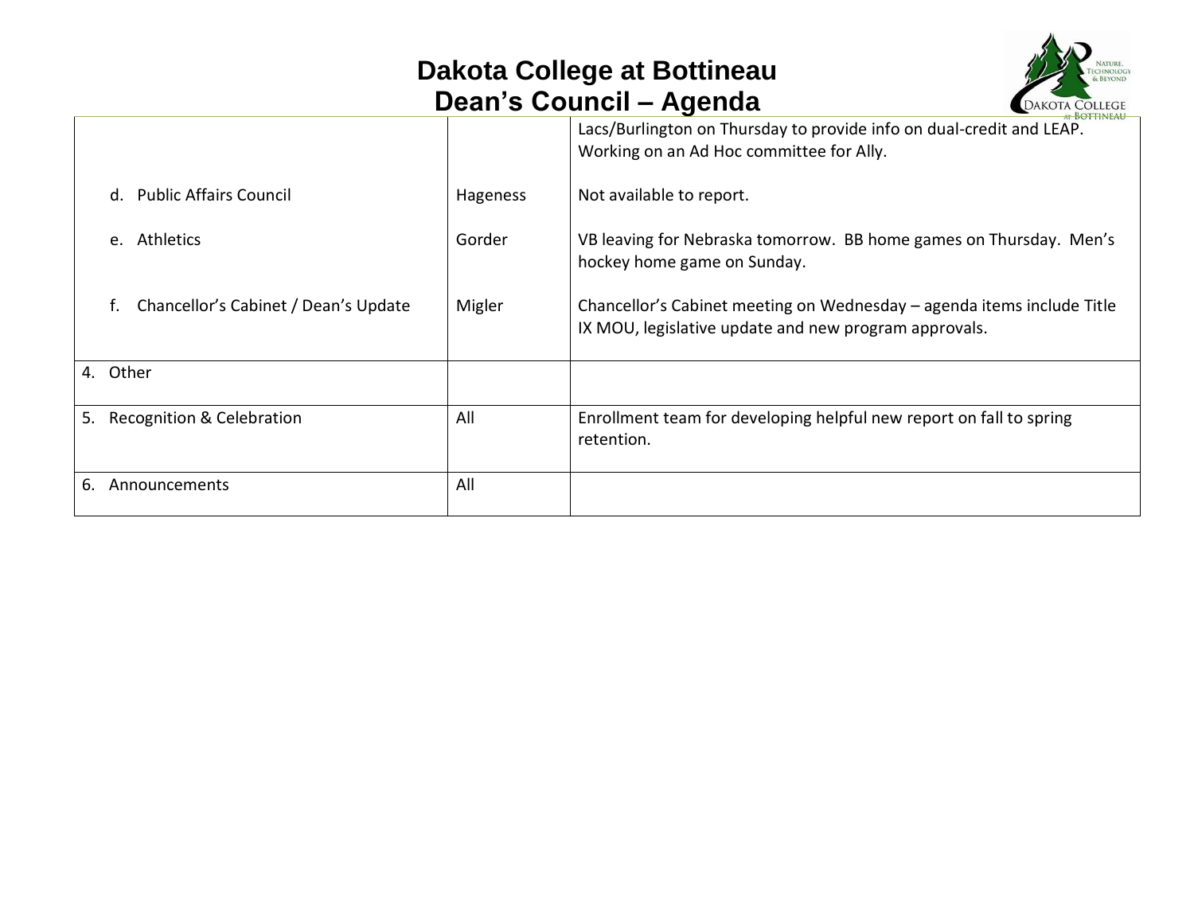# Dakota College at Bottineau
## Dean's Council – Agenda

| | | |
|---|---|---|
| | | Lacs/Burlington on Thursday to provide info on dual-credit and LEAP. Working on an Ad Hoc committee for Ally. |
| d. Public Affairs Council | Hageness | Not available to report. |
| e. Athletics | Gorder | VB leaving for Nebraska tomorrow. BB home games on Thursday. Men's hockey home game on Sunday. |
| f. Chancellor's Cabinet / Dean's Update | Migler | Chancellor's Cabinet meeting on Wednesday – agenda items include Title IX MOU, legislative update and new program approvals. |
| 4. Other | | |
| 5. Recognition & Celebration | All | Enrollment team for developing helpful new report on fall to spring retention. |
| 6. Announcements | All | |